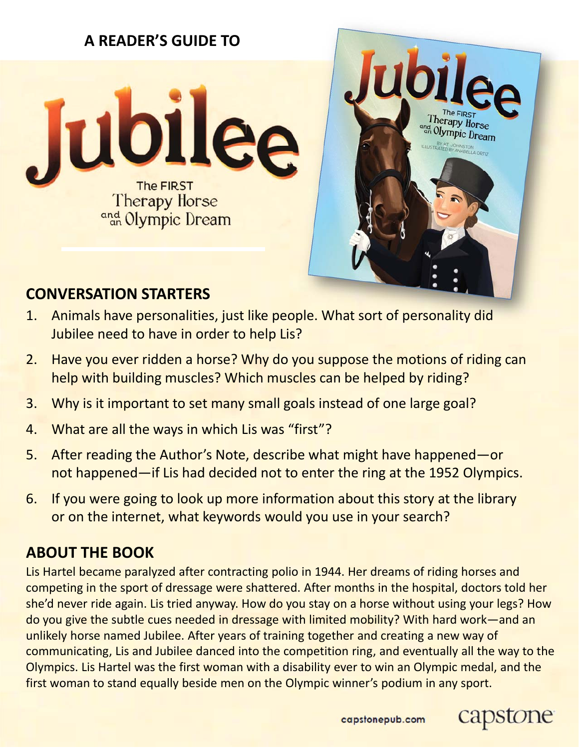A READER'S GUIDE TO

# Jubilee

The FIRST Therapy Horse and an Olympic Dream

## CONVERSATION STARTERS

1. Animals have personalities, just like people. What sort of personality did Jubilee need to have in order to help Lis?
2. Have you ever ridden a horse? Why do you suppose the motions of riding can help with building muscles? Which muscles can be helped by riding?
3. Why is it important to set many small goals instead of one large goal?
4. What are all the ways in which Lis was "first"?
5. After reading the Author's Note, describe what might have happened—or not happened—if Lis had decided not to enter the ring at the 1952 Olympics.
6. If you were going to look up more information about this story at the library or on the internet, what keywords would you use in your search?

## ABOUT THE BOOK

Lis Hartel became paralyzed after contracting polio in 1944. Her dreams of riding horses and competing in the sport of dressage were shattered. After months in the hospital, doctors told her she'd never ride again. Lis tried anyway. How do you stay on a horse without using your legs? How do you give the subtle cues needed in dressage with limited mobility? With hard work—and an unlikely horse named Jubilee. After years of training together and creating a new way of communicating, Lis and Jubilee danced into the competition ring, and eventually all the way to the Olympics. Lis Hartel was the first woman with a disability ever to win an Olympic medal, and the first woman to stand equally beside men on the Olympic winner's podium in any sport.

capstonepub.com capstone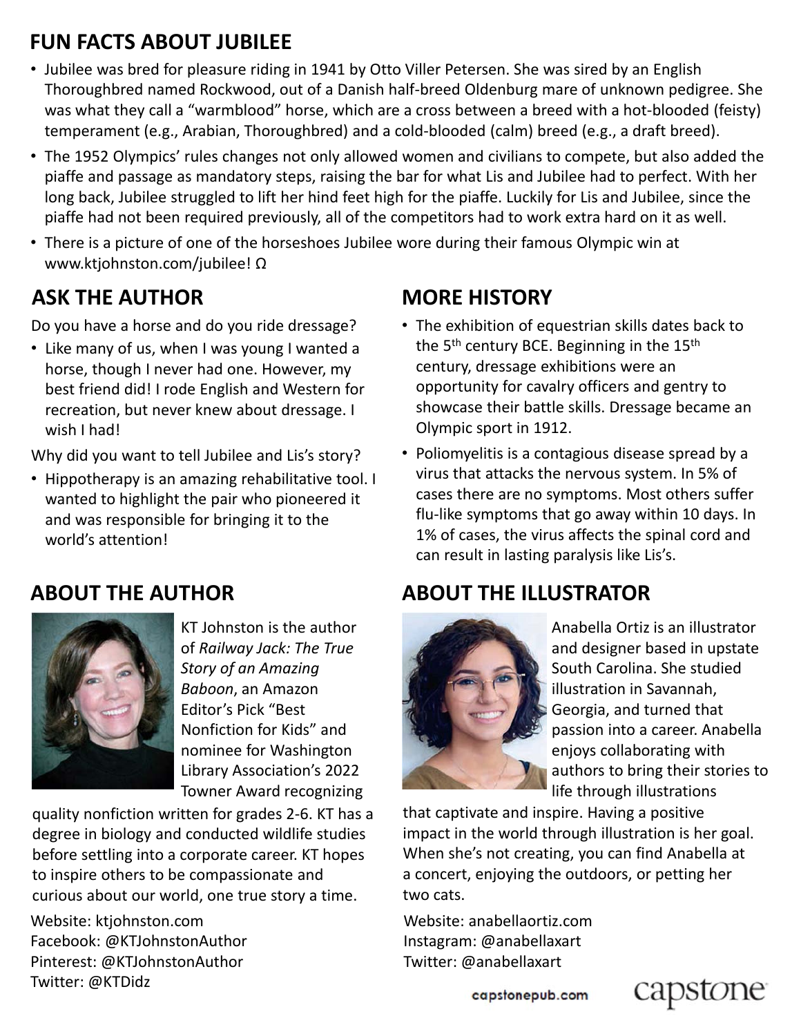## FUN FACTS ABOUT JUBILEE

- Jubilee was bred for pleasure riding in 1941 by Otto Viller Petersen. She was sired by an English Thoroughbred named Rockwood, out of a Danish half-breed Oldenburg mare of unknown pedigree. She was what they call a "warmblood" horse, which are a cross between a breed with a hot-blooded (feisty) temperament (e.g., Arabian, Thoroughbred) and a cold-blooded (calm) breed (e.g., a draft breed).
- The 1952 Olympics' rules changes not only allowed women and civilians to compete, but also added the piaffe and passage as mandatory steps, raising the bar for what Lis and Jubilee had to perfect. With her long back, Jubilee struggled to lift her hind feet high for the piaffe. Luckily for Lis and Jubilee, since the piaffe had not been required previously, all of the competitors had to work extra hard on it as well.
- There is a picture of one of the horseshoes Jubilee wore during their famous Olympic win at www.ktjohnston.com/jubilee! Ω

## ASK THE AUTHOR

Do you have a horse and do you ride dressage?

- Like many of us, when I was young I wanted a horse, though I never had one. However, my best friend did! I rode English and Western for recreation, but never knew about dressage. I wish I had!

Why did you want to tell Jubilee and Lis's story?

- Hippotherapy is an amazing rehabilitative tool. I wanted to highlight the pair who pioneered it and was responsible for bringing it to the world's attention!

## MORE HISTORY

- The exhibition of equestrian skills dates back to the 5th century BCE. Beginning in the 15th century, dressage exhibitions were an opportunity for cavalry officers and gentry to showcase their battle skills. Dressage became an Olympic sport in 1912.
- Poliomyelitis is a contagious disease spread by a virus that attacks the nervous system. In 5% of cases there are no symptoms. Most others suffer flu-like symptoms that go away within 10 days. In 1% of cases, the virus affects the spinal cord and can result in lasting paralysis like Lis's.

## ABOUT THE AUTHOR

KT Johnston is the author of *Railway Jack: The True Story of an Amazing Baboon*, an Amazon Editor's Pick "Best Nonfiction for Kids" and nominee for Washington Library Association's 2022 Towner Award recognizing quality nonfiction written for grades 2-6. KT has a degree in biology and conducted wildlife studies before settling into a corporate career. KT hopes to inspire others to be compassionate and curious about our world, one true story a time.

Website: ktjohnston.com
Facebook: @KTJohnstonAuthor
Pinterest: @KTJohnstonAuthor
Twitter: @KTDidz

## ABOUT THE ILLUSTRATOR

Anabella Ortiz is an illustrator and designer based in upstate South Carolina. She studied illustration in Savannah, Georgia, and turned that passion into a career. Anabella enjoys collaborating with authors to bring their stories to life through illustrations that captivate and inspire. Having a positive impact in the world through illustration is her goal. When she's not creating, you can find Anabella at a concert, enjoying the outdoors, or petting her two cats.

Website: anabellaortiz.com
Instagram: @anabellaxart
Twitter: @anabellaxart

capstonepub.com

capstone